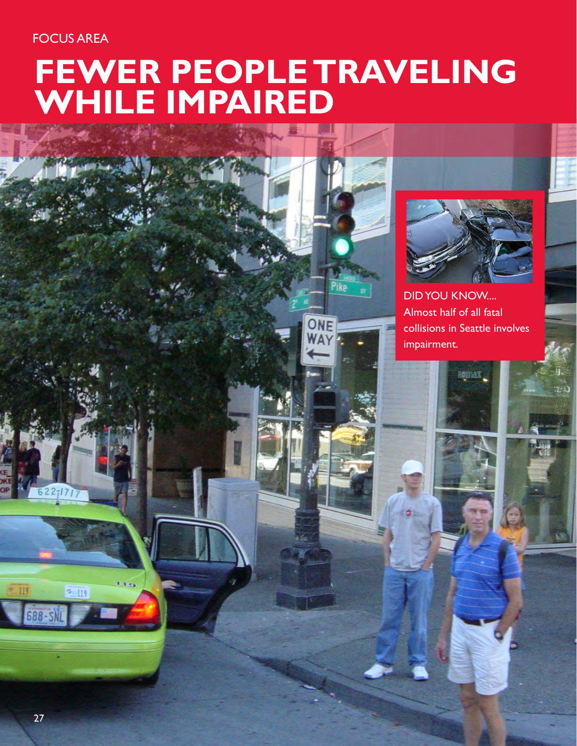FOCUS AREA

# FEWER PEOPLE TRAVELING WHILE IMPAIRED

DID YOU KNOW....
Almost half of all fatal collisions in Seattle involves impairment.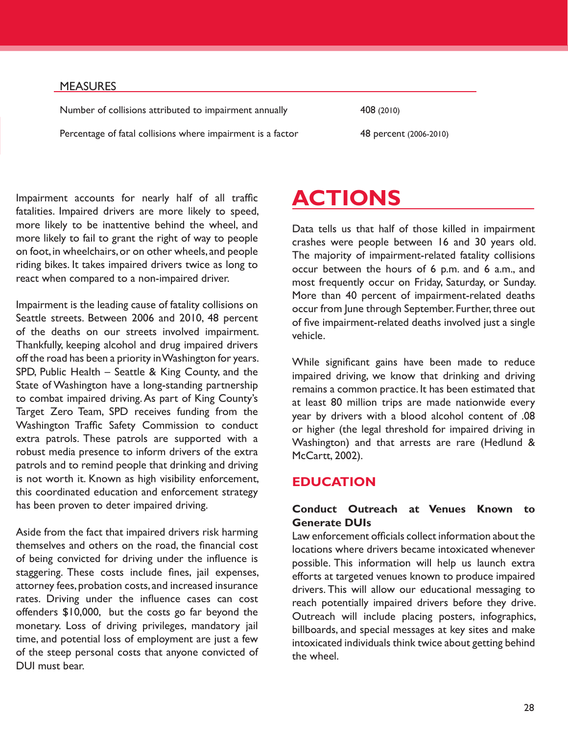## MEASURES

| | |
|---|---|
| Number of collisions attributed to impairment annually | 408 (2010) |
| Percentage of fatal collisions where impairment is a factor | 48 percent (2006-2010) |

Impairment accounts for nearly half of all traffic fatalities. Impaired drivers are more likely to speed, more likely to be inattentive behind the wheel, and more likely to fail to grant the right of way to people on foot, in wheelchairs, or on other wheels, and people riding bikes. It takes impaired drivers twice as long to react when compared to a non-impaired driver.

Impairment is the leading cause of fatality collisions on Seattle streets. Between 2006 and 2010, 48 percent of the deaths on our streets involved impairment. Thankfully, keeping alcohol and drug impaired drivers off the road has been a priority in Washington for years. SPD, Public Health – Seattle & King County, and the State of Washington have a long-standing partnership to combat impaired driving. As part of King County's Target Zero Team, SPD receives funding from the Washington Traffic Safety Commission to conduct extra patrols. These patrols are supported with a robust media presence to inform drivers of the extra patrols and to remind people that drinking and driving is not worth it. Known as high visibility enforcement, this coordinated education and enforcement strategy has been proven to deter impaired driving.

Aside from the fact that impaired drivers risk harming themselves and others on the road, the financial cost of being convicted for driving under the influence is staggering. These costs include fines, jail expenses, attorney fees, probation costs, and increased insurance rates. Driving under the influence cases can cost offenders $10,000, but the costs go far beyond the monetary. Loss of driving privileges, mandatory jail time, and potential loss of employment are just a few of the steep personal costs that anyone convicted of DUI must bear.

# ACTIONS

Data tells us that half of those killed in impairment crashes were people between 16 and 30 years old. The majority of impairment-related fatality collisions occur between the hours of 6 p.m. and 6 a.m., and most frequently occur on Friday, Saturday, or Sunday. More than 40 percent of impairment-related deaths occur from June through September. Further, three out of five impairment-related deaths involved just a single vehicle.

While significant gains have been made to reduce impaired driving, we know that drinking and driving remains a common practice. It has been estimated that at least 80 million trips are made nationwide every year by drivers with a blood alcohol content of .08 or higher (the legal threshold for impaired driving in Washington) and that arrests are rare (Hedlund & McCartt, 2002).

## EDUCATION

**Conduct Outreach at Venues Known to Generate DUIs**

Law enforcement officials collect information about the locations where drivers became intoxicated whenever possible. This information will help us launch extra efforts at targeted venues known to produce impaired drivers. This will allow our educational messaging to reach potentially impaired drivers before they drive. Outreach will include placing posters, infographics, billboards, and special messages at key sites and make intoxicated individuals think twice about getting behind the wheel.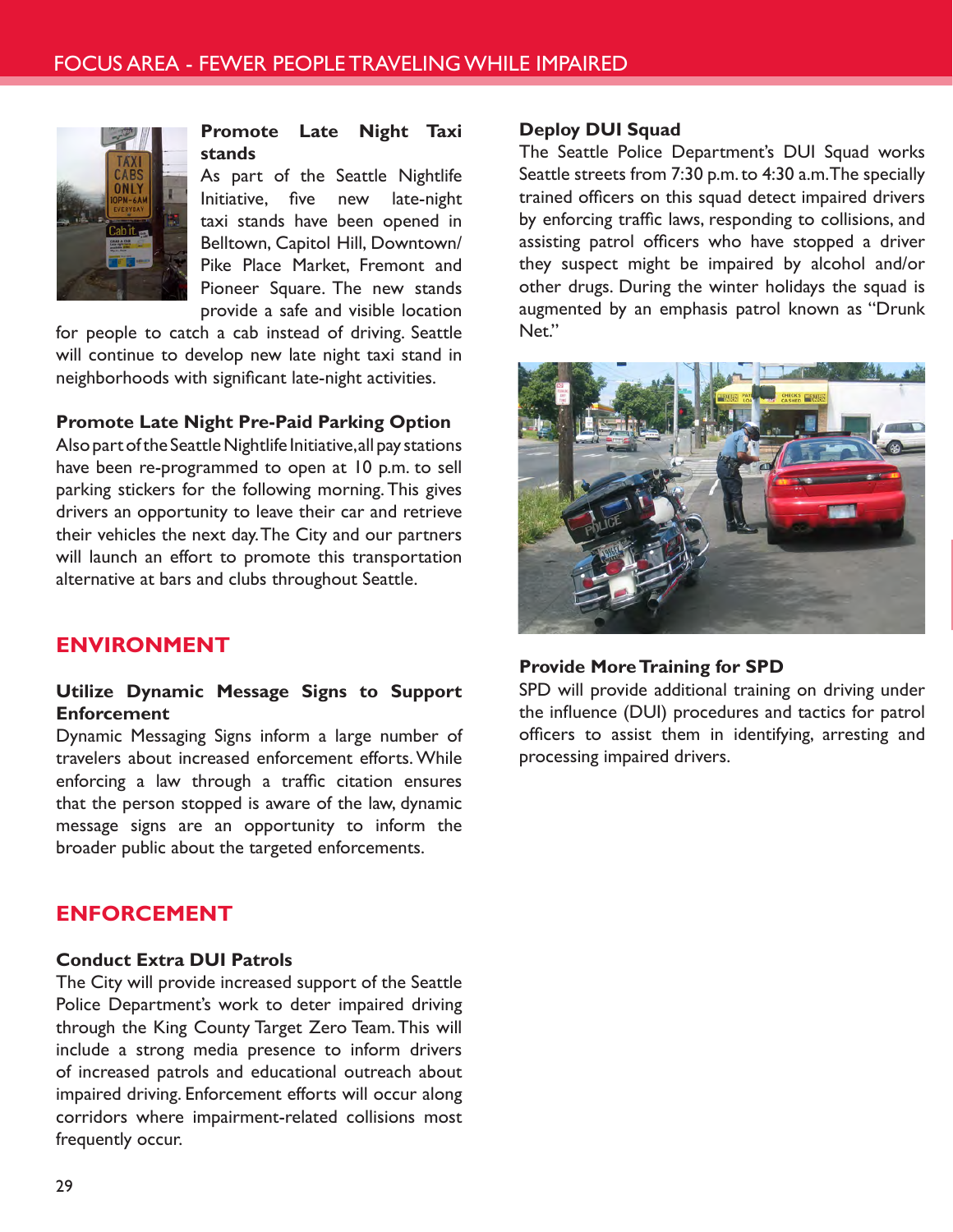# FOCUS AREA - FEWER PEOPLE TRAVELING WHILE IMPAIRED

### Promote Late Night Taxi stands

As part of the Seattle Nightlife Initiative, five new late-night taxi stands have been opened in Belltown, Capitol Hill, Downtown/Pike Place Market, Fremont and Pioneer Square. The new stands provide a safe and visible location for people to catch a cab instead of driving. Seattle will continue to develop new late night taxi stand in neighborhoods with significant late-night activities.

### Promote Late Night Pre-Paid Parking Option

Also part of the Seattle Nightlife Initiative, all pay stations have been re-programmed to open at 10 p.m. to sell parking stickers for the following morning. This gives drivers an opportunity to leave their car and retrieve their vehicles the next day. The City and our partners will launch an effort to promote this transportation alternative at bars and clubs throughout Seattle.

## ENVIRONMENT

### Utilize Dynamic Message Signs to Support Enforcement

Dynamic Messaging Signs inform a large number of travelers about increased enforcement efforts. While enforcing a law through a traffic citation ensures that the person stopped is aware of the law, dynamic message signs are an opportunity to inform the broader public about the targeted enforcements.

## ENFORCEMENT

### Conduct Extra DUI Patrols

The City will provide increased support of the Seattle Police Department's work to deter impaired driving through the King County Target Zero Team. This will include a strong media presence to inform drivers of increased patrols and educational outreach about impaired driving. Enforcement efforts will occur along corridors where impairment-related collisions most frequently occur.

### Deploy DUI Squad

The Seattle Police Department's DUI Squad works Seattle streets from 7:30 p.m. to 4:30 a.m. The specially trained officers on this squad detect impaired drivers by enforcing traffic laws, responding to collisions, and assisting patrol officers who have stopped a driver they suspect might be impaired by alcohol and/or other drugs. During the winter holidays the squad is augmented by an emphasis patrol known as "Drunk Net."

### Provide More Training for SPD

SPD will provide additional training on driving under the influence (DUI) procedures and tactics for patrol officers to assist them in identifying, arresting and processing impaired drivers.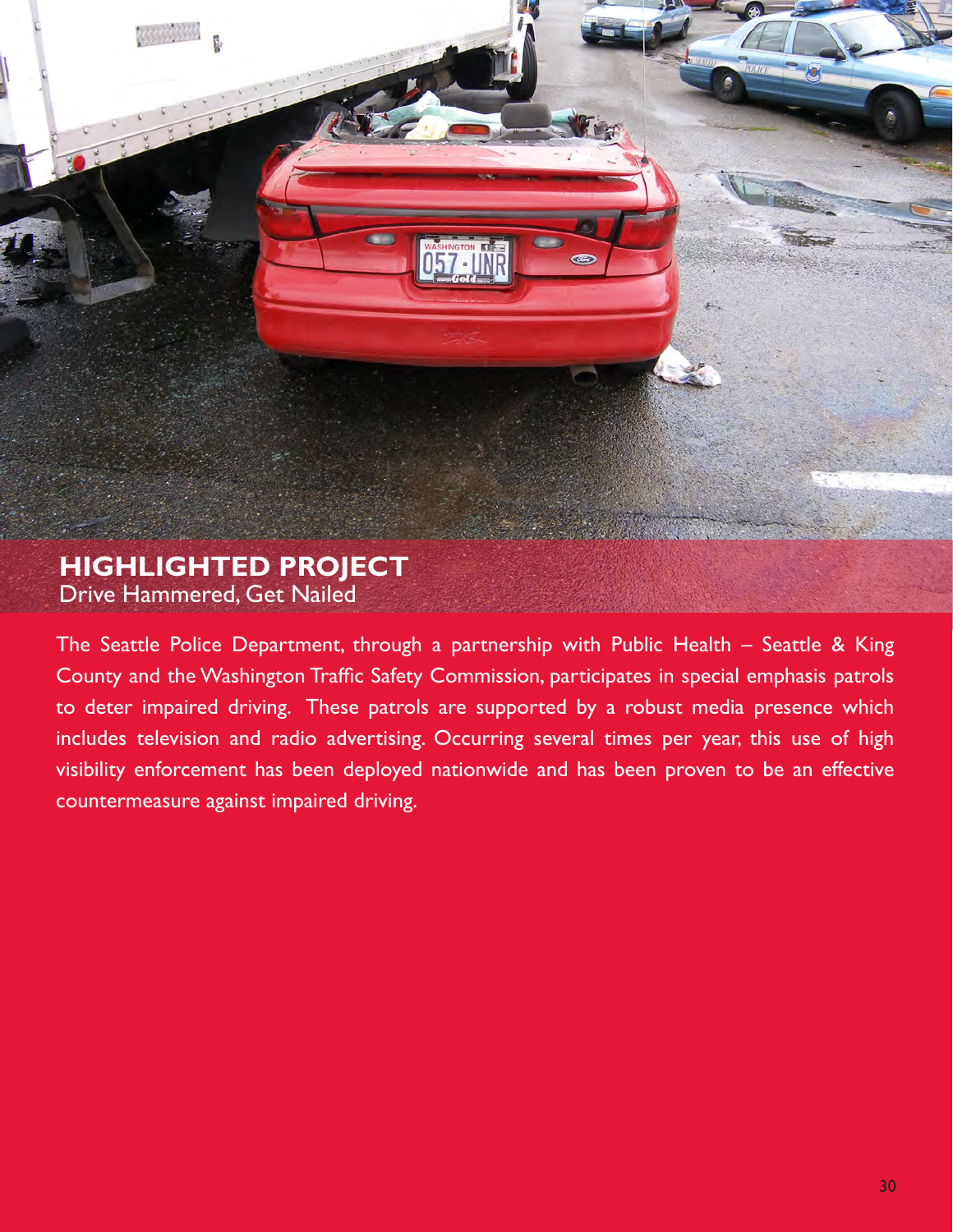## HIGHLIGHTED PROJECT

Drive Hammered, Get Nailed

The Seattle Police Department, through a partnership with Public Health – Seattle & King County and the Washington Traffic Safety Commission, participates in special emphasis patrols to deter impaired driving. These patrols are supported by a robust media presence which includes television and radio advertising. Occurring several times per year, this use of high visibility enforcement has been deployed nationwide and has been proven to be an effective countermeasure against impaired driving.